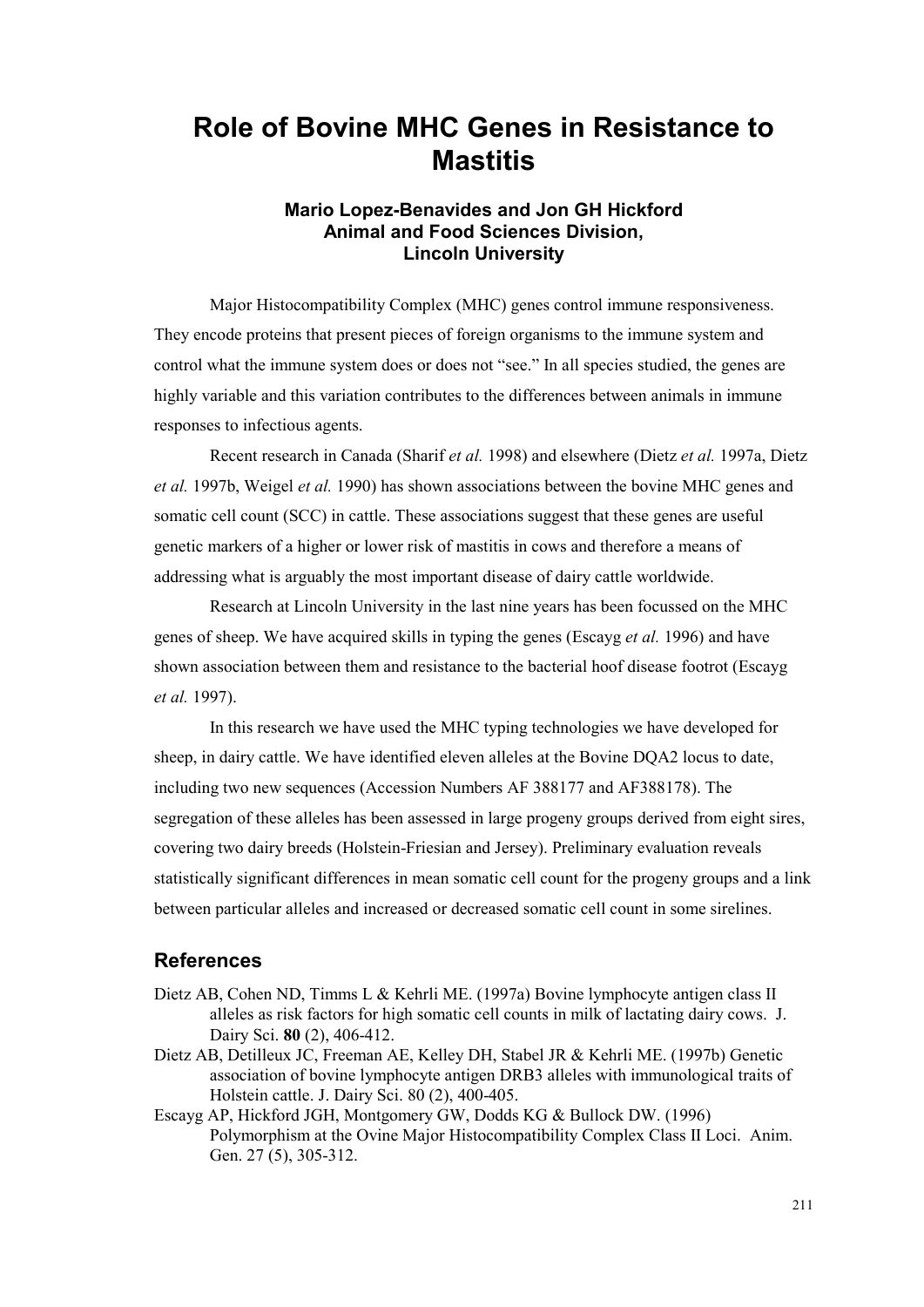# Role of Bovine MHC Genes in Resistance to Mastitis

### Mario Lopez-Benavides and Jon GH Hickford
### Animal and Food Sciences Division,
### Lincoln University

Major Histocompatibility Complex (MHC) genes control immune responsiveness. They encode proteins that present pieces of foreign organisms to the immune system and control what the immune system does or does not "see." In all species studied, the genes are highly variable and this variation contributes to the differences between animals in immune responses to infectious agents.

Recent research in Canada (Sharif *et al.* 1998) and elsewhere (Dietz *et al.* 1997a, Dietz *et al.* 1997b, Weigel *et al.* 1990) has shown associations between the bovine MHC genes and somatic cell count (SCC) in cattle. These associations suggest that these genes are useful genetic markers of a higher or lower risk of mastitis in cows and therefore a means of addressing what is arguably the most important disease of dairy cattle worldwide.

Research at Lincoln University in the last nine years has been focussed on the MHC genes of sheep. We have acquired skills in typing the genes (Escayg *et al.* 1996) and have shown association between them and resistance to the bacterial hoof disease footrot (Escayg *et al.* 1997).

In this research we have used the MHC typing technologies we have developed for sheep, in dairy cattle. We have identified eleven alleles at the Bovine DQA2 locus to date, including two new sequences (Accession Numbers AF 388177 and AF388178). The segregation of these alleles has been assessed in large progeny groups derived from eight sires, covering two dairy breeds (Holstein-Friesian and Jersey). Preliminary evaluation reveals statistically significant differences in mean somatic cell count for the progeny groups and a link between particular alleles and increased or decreased somatic cell count in some sirelines.

## References

Dietz AB, Cohen ND, Timms L & Kehrli ME. (1997a) Bovine lymphocyte antigen class II alleles as risk factors for high somatic cell counts in milk of lactating dairy cows. J. Dairy Sci. **80** (2), 406-412.

Dietz AB, Detilleux JC, Freeman AE, Kelley DH, Stabel JR & Kehrli ME. (1997b) Genetic association of bovine lymphocyte antigen DRB3 alleles with immunological traits of Holstein cattle. J. Dairy Sci. 80 (2), 400-405.

Escayg AP, Hickford JGH, Montgomery GW, Dodds KG & Bullock DW. (1996) Polymorphism at the Ovine Major Histocompatibility Complex Class II Loci. Anim. Gen. 27 (5), 305-312.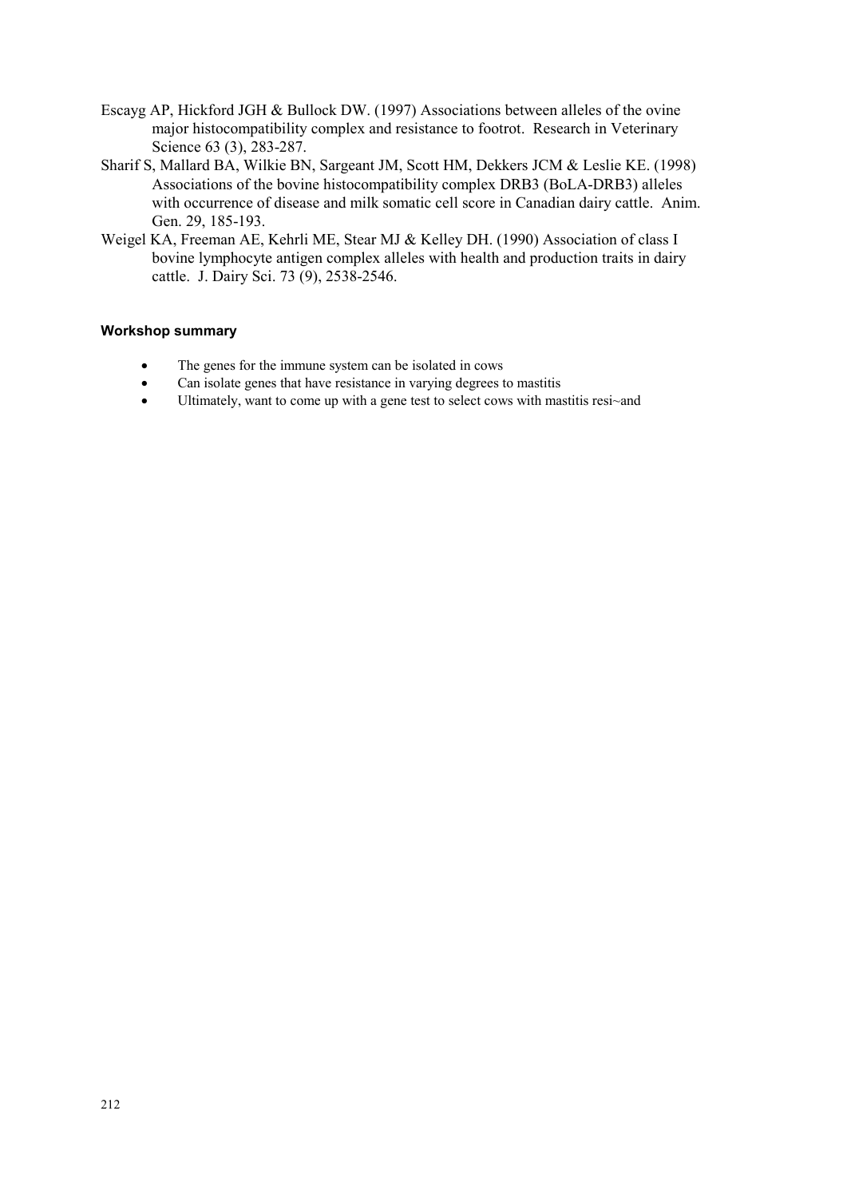Escayg AP, Hickford JGH & Bullock DW. (1997) Associations between alleles of the ovine major histocompatibility complex and resistance to footrot. Research in Veterinary Science 63 (3), 283-287.

Sharif S, Mallard BA, Wilkie BN, Sargeant JM, Scott HM, Dekkers JCM & Leslie KE. (1998) Associations of the bovine histocompatibility complex DRB3 (BoLA-DRB3) alleles with occurrence of disease and milk somatic cell score in Canadian dairy cattle. Anim. Gen. 29, 185-193.

Weigel KA, Freeman AE, Kehrli ME, Stear MJ & Kelley DH. (1990) Association of class I bovine lymphocyte antigen complex alleles with health and production traits in dairy cattle. J. Dairy Sci. 73 (9), 2538-2546.

**Workshop summary**

- The genes for the immune system can be isolated in cows
- Can isolate genes that have resistance in varying degrees to mastitis
- Ultimately, want to come up with a gene test to select cows with mastitis resi~and